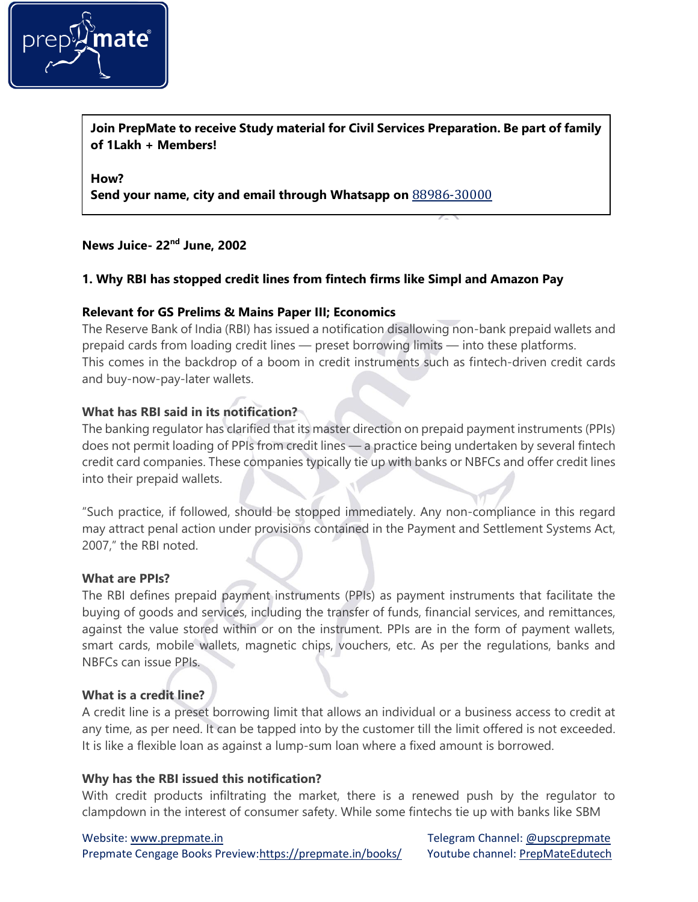**Join PrepMate to receive Study material for Civil Services Preparation. Be part of family of 1Lakh + Members!**

**How?**
**Send your name, city and email through Whatsapp on** 88986-30000

**News Juice- 22nd June, 2002**

## 1. Why RBI has stopped credit lines from fintech firms like Simpl and Amazon Pay

### Relevant for GS Prelims & Mains Paper III; Economics

The Reserve Bank of India (RBI) has issued a notification disallowing non-bank prepaid wallets and prepaid cards from loading credit lines — preset borrowing limits — into these platforms. This comes in the backdrop of a boom in credit instruments such as fintech-driven credit cards and buy-now-pay-later wallets.

### What has RBI said in its notification?

The banking regulator has clarified that its master direction on prepaid payment instruments (PPIs) does not permit loading of PPIs from credit lines — a practice being undertaken by several fintech credit card companies. These companies typically tie up with banks or NBFCs and offer credit lines into their prepaid wallets.

"Such practice, if followed, should be stopped immediately. Any non-compliance in this regard may attract penal action under provisions contained in the Payment and Settlement Systems Act, 2007," the RBI noted.

### What are PPIs?

The RBI defines prepaid payment instruments (PPIs) as payment instruments that facilitate the buying of goods and services, including the transfer of funds, financial services, and remittances, against the value stored within or on the instrument. PPIs are in the form of payment wallets, smart cards, mobile wallets, magnetic chips, vouchers, etc. As per the regulations, banks and NBFCs can issue PPIs.

### What is a credit line?

A credit line is a preset borrowing limit that allows an individual or a business access to credit at any time, as per need. It can be tapped into by the customer till the limit offered is not exceeded. It is like a flexible loan as against a lump-sum loan where a fixed amount is borrowed.

### Why has the RBI issued this notification?

With credit products infiltrating the market, there is a renewed push by the regulator to clampdown in the interest of consumer safety. While some fintechs tie up with banks like SBM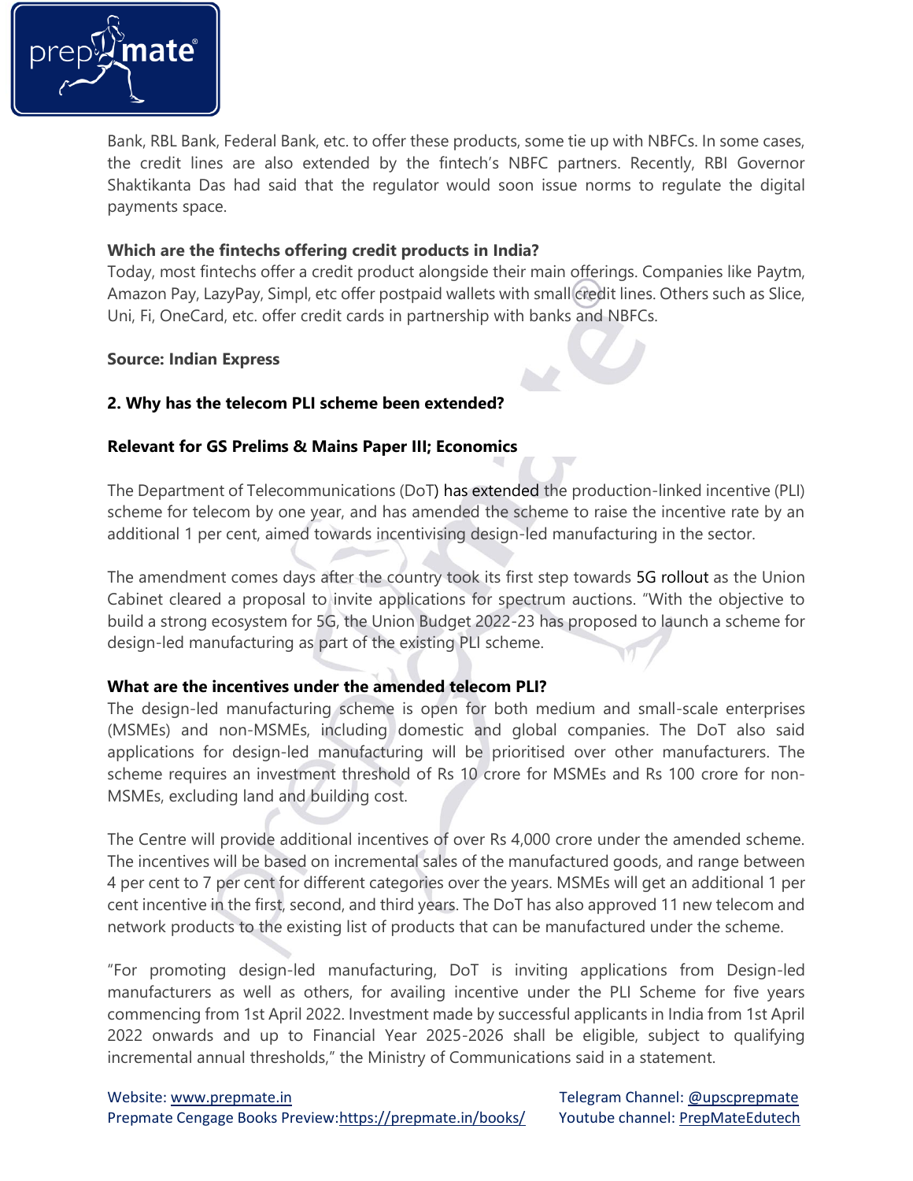Bank, RBL Bank, Federal Bank, etc. to offer these products, some tie up with NBFCs. In some cases, the credit lines are also extended by the fintech's NBFC partners. Recently, RBI Governor Shaktikanta Das had said that the regulator would soon issue norms to regulate the digital payments space.

**Which are the fintechs offering credit products in India?**

Today, most fintechs offer a credit product alongside their main offerings. Companies like Paytm, Amazon Pay, LazyPay, Simpl, etc offer postpaid wallets with small credit lines. Others such as Slice, Uni, Fi, OneCard, etc. offer credit cards in partnership with banks and NBFCs.

**Source: Indian Express**

## 2. Why has the telecom PLI scheme been extended?

**Relevant for GS Prelims & Mains Paper III; Economics**

The Department of Telecommunications (DoT) has extended the production-linked incentive (PLI) scheme for telecom by one year, and has amended the scheme to raise the incentive rate by an additional 1 per cent, aimed towards incentivising design-led manufacturing in the sector.

The amendment comes days after the country took its first step towards 5G rollout as the Union Cabinet cleared a proposal to invite applications for spectrum auctions. "With the objective to build a strong ecosystem for 5G, the Union Budget 2022-23 has proposed to launch a scheme for design-led manufacturing as part of the existing PLI scheme.

**What are the incentives under the amended telecom PLI?**

The design-led manufacturing scheme is open for both medium and small-scale enterprises (MSMEs) and non-MSMEs, including domestic and global companies. The DoT also said applications for design-led manufacturing will be prioritised over other manufacturers. The scheme requires an investment threshold of Rs 10 crore for MSMEs and Rs 100 crore for non-MSMEs, excluding land and building cost.

The Centre will provide additional incentives of over Rs 4,000 crore under the amended scheme. The incentives will be based on incremental sales of the manufactured goods, and range between 4 per cent to 7 per cent for different categories over the years. MSMEs will get an additional 1 per cent incentive in the first, second, and third years. The DoT has also approved 11 new telecom and network products to the existing list of products that can be manufactured under the scheme.

"For promoting design-led manufacturing, DoT is inviting applications from Design-led manufacturers as well as others, for availing incentive under the PLI Scheme for five years commencing from 1st April 2022. Investment made by successful applicants in India from 1st April 2022 onwards and up to Financial Year 2025-2026 shall be eligible, subject to qualifying incremental annual thresholds," the Ministry of Communications said in a statement.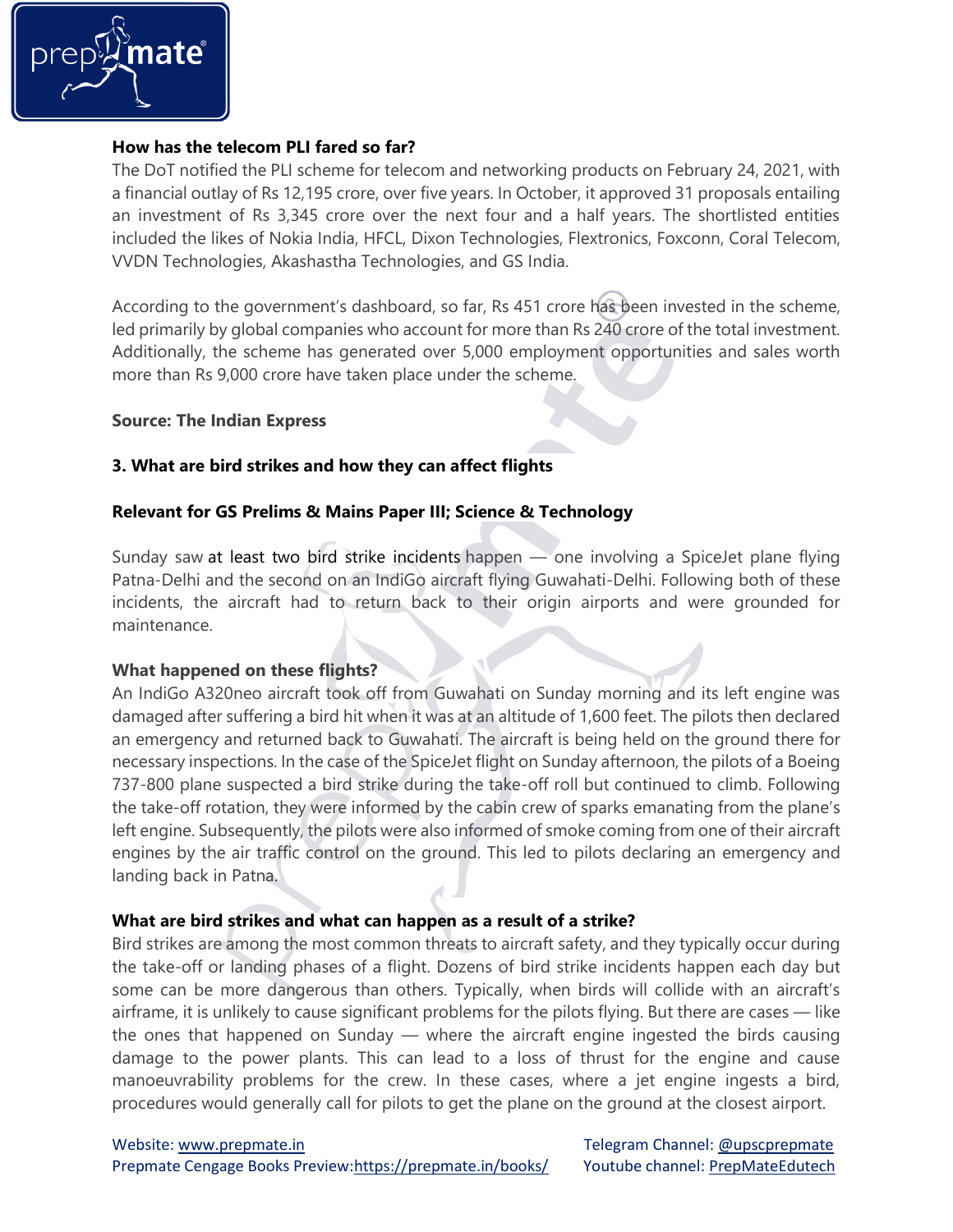**How has the telecom PLI fared so far?**

The DoT notified the PLI scheme for telecom and networking products on February 24, 2021, with a financial outlay of Rs 12,195 crore, over five years. In October, it approved 31 proposals entailing an investment of Rs 3,345 crore over the next four and a half years. The shortlisted entities included the likes of Nokia India, HFCL, Dixon Technologies, Flextronics, Foxconn, Coral Telecom, VVDN Technologies, Akashastha Technologies, and GS India.

According to the government's dashboard, so far, Rs 451 crore has been invested in the scheme, led primarily by global companies who account for more than Rs 240 crore of the total investment. Additionally, the scheme has generated over 5,000 employment opportunities and sales worth more than Rs 9,000 crore have taken place under the scheme.

**Source: The Indian Express**

### 3. What are bird strikes and how they can affect flights

**Relevant for GS Prelims & Mains Paper III; Science & Technology**

Sunday saw at least two bird strike incidents happen — one involving a SpiceJet plane flying Patna-Delhi and the second on an IndiGo aircraft flying Guwahati-Delhi. Following both of these incidents, the aircraft had to return back to their origin airports and were grounded for maintenance.

**What happened on these flights?**

An IndiGo A320neo aircraft took off from Guwahati on Sunday morning and its left engine was damaged after suffering a bird hit when it was at an altitude of 1,600 feet. The pilots then declared an emergency and returned back to Guwahati. The aircraft is being held on the ground there for necessary inspections. In the case of the SpiceJet flight on Sunday afternoon, the pilots of a Boeing 737-800 plane suspected a bird strike during the take-off roll but continued to climb. Following the take-off rotation, they were informed by the cabin crew of sparks emanating from the plane's left engine. Subsequently, the pilots were also informed of smoke coming from one of their aircraft engines by the air traffic control on the ground. This led to pilots declaring an emergency and landing back in Patna.

**What are bird strikes and what can happen as a result of a strike?**

Bird strikes are among the most common threats to aircraft safety, and they typically occur during the take-off or landing phases of a flight. Dozens of bird strike incidents happen each day but some can be more dangerous than others. Typically, when birds will collide with an aircraft's airframe, it is unlikely to cause significant problems for the pilots flying. But there are cases — like the ones that happened on Sunday — where the aircraft engine ingested the birds causing damage to the power plants. This can lead to a loss of thrust for the engine and cause manoeuvrability problems for the crew. In these cases, where a jet engine ingests a bird, procedures would generally call for pilots to get the plane on the ground at the closest airport.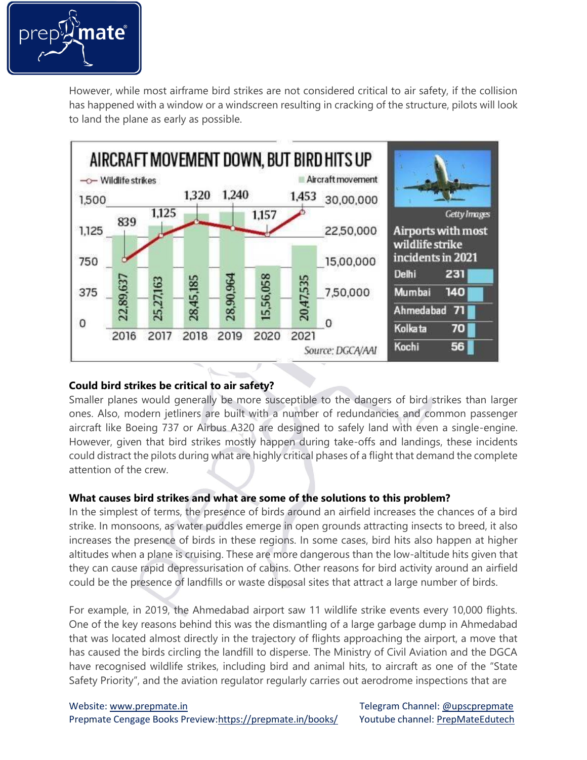However, while most airframe bird strikes are not considered critical to air safety, if the collision has happened with a window or a windscreen resulting in cracking of the structure, pilots will look to land the plane as early as possible.

**AIRCRAFT MOVEMENT DOWN, BUT BIRD HITS UP**

| Year | Wildlife strikes | Aircraft movement |
|---|---|---|
| 2016 | 839 | 22,89,637 |
| 2017 | 1,125 | 25,27,163 |
| 2018 | 1,320 | 28,45,185 |
| 2019 | 1,240 | 28,90,964 |
| 2020 | 1,157 | 15,56,058 |
| 2021 | 1,453 | 20,47,535 |

Source: DGCA/AAI

**Airports with most wildlife strike incidents in 2021**

| Airport | Incidents |
|---|---|
| Delhi | 231 |
| Mumbai | 140 |
| Ahmedabad | 71 |
| Kolkata | 70 |
| Kochi | 56 |

Getty Images

### Could bird strikes be critical to air safety?

Smaller planes would generally be more susceptible to the dangers of bird strikes than larger ones. Also, modern jetliners are built with a number of redundancies and common passenger aircraft like Boeing 737 or Airbus A320 are designed to safely land with even a single-engine. However, given that bird strikes mostly happen during take-offs and landings, these incidents could distract the pilots during what are highly critical phases of a flight that demand the complete attention of the crew.

### What causes bird strikes and what are some of the solutions to this problem?

In the simplest of terms, the presence of birds around an airfield increases the chances of a bird strike. In monsoons, as water puddles emerge in open grounds attracting insects to breed, it also increases the presence of birds in these regions. In some cases, bird hits also happen at higher altitudes when a plane is cruising. These are more dangerous than the low-altitude hits given that they can cause rapid depressurisation of cabins. Other reasons for bird activity around an airfield could be the presence of landfills or waste disposal sites that attract a large number of birds.

For example, in 2019, the Ahmedabad airport saw 11 wildlife strike events every 10,000 flights. One of the key reasons behind this was the dismantling of a large garbage dump in Ahmedabad that was located almost directly in the trajectory of flights approaching the airport, a move that has caused the birds circling the landfill to disperse. The Ministry of Civil Aviation and the DGCA have recognised wildlife strikes, including bird and animal hits, to aircraft as one of the "State Safety Priority", and the aviation regulator regularly carries out aerodrome inspections that are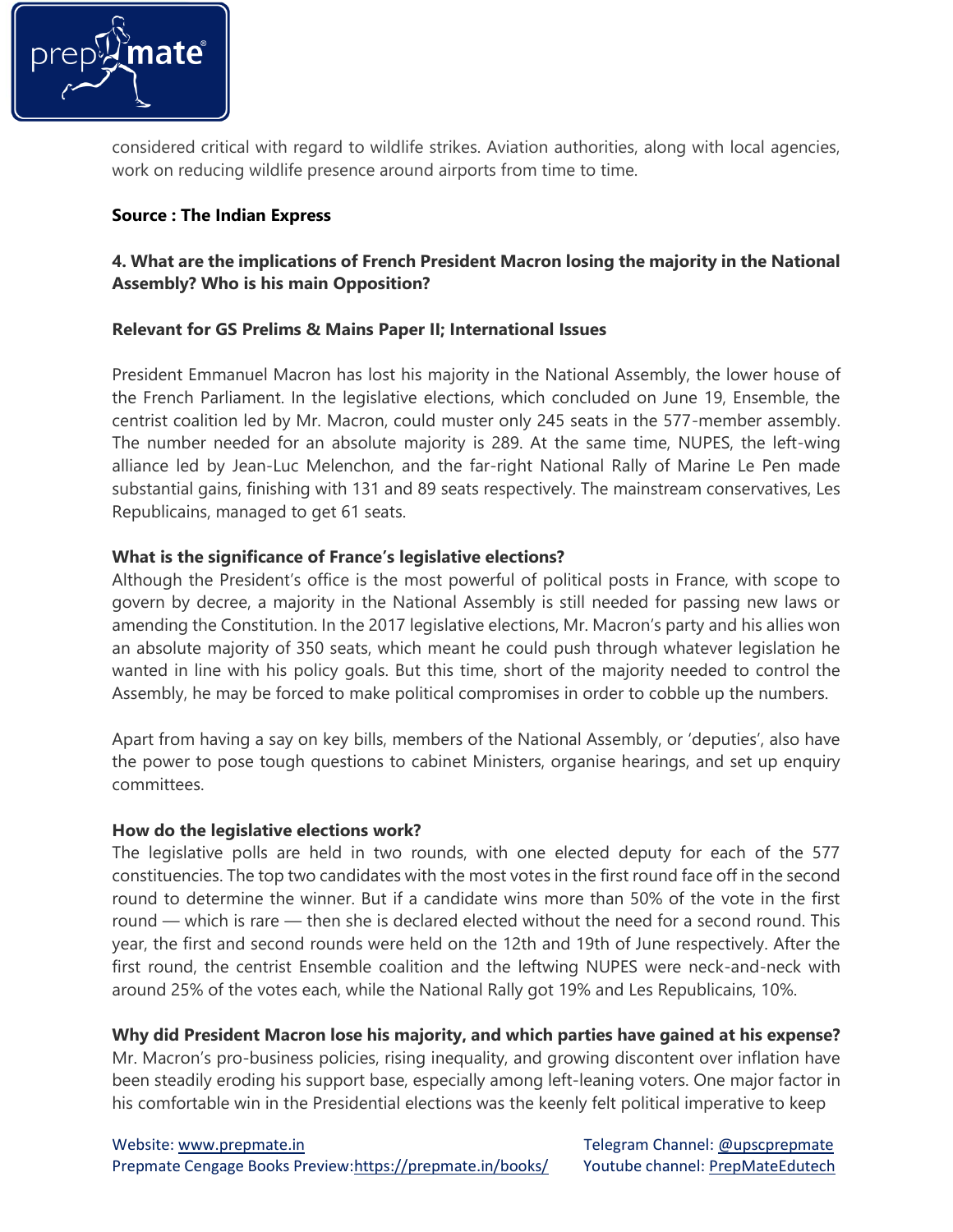considered critical with regard to wildlife strikes. Aviation authorities, along with local agencies, work on reducing wildlife presence around airports from time to time.

**Source : The Indian Express**

### 4. What are the implications of French President Macron losing the majority in the National Assembly? Who is his main Opposition?

**Relevant for GS Prelims & Mains Paper II; International Issues**

President Emmanuel Macron has lost his majority in the National Assembly, the lower house of the French Parliament. In the legislative elections, which concluded on June 19, Ensemble, the centrist coalition led by Mr. Macron, could muster only 245 seats in the 577-member assembly. The number needed for an absolute majority is 289. At the same time, NUPES, the left-wing alliance led by Jean-Luc Melenchon, and the far-right National Rally of Marine Le Pen made substantial gains, finishing with 131 and 89 seats respectively. The mainstream conservatives, Les Republicains, managed to get 61 seats.

**What is the significance of France's legislative elections?**

Although the President's office is the most powerful of political posts in France, with scope to govern by decree, a majority in the National Assembly is still needed for passing new laws or amending the Constitution. In the 2017 legislative elections, Mr. Macron's party and his allies won an absolute majority of 350 seats, which meant he could push through whatever legislation he wanted in line with his policy goals. But this time, short of the majority needed to control the Assembly, he may be forced to make political compromises in order to cobble up the numbers.

Apart from having a say on key bills, members of the National Assembly, or 'deputies', also have the power to pose tough questions to cabinet Ministers, organise hearings, and set up enquiry committees.

**How do the legislative elections work?**

The legislative polls are held in two rounds, with one elected deputy for each of the 577 constituencies. The top two candidates with the most votes in the first round face off in the second round to determine the winner. But if a candidate wins more than 50% of the vote in the first round — which is rare — then she is declared elected without the need for a second round. This year, the first and second rounds were held on the 12th and 19th of June respectively. After the first round, the centrist Ensemble coalition and the leftwing NUPES were neck-and-neck with around 25% of the votes each, while the National Rally got 19% and Les Republicains, 10%.

**Why did President Macron lose his majority, and which parties have gained at his expense?**

Mr. Macron's pro-business policies, rising inequality, and growing discontent over inflation have been steadily eroding his support base, especially among left-leaning voters. One major factor in his comfortable win in the Presidential elections was the keenly felt political imperative to keep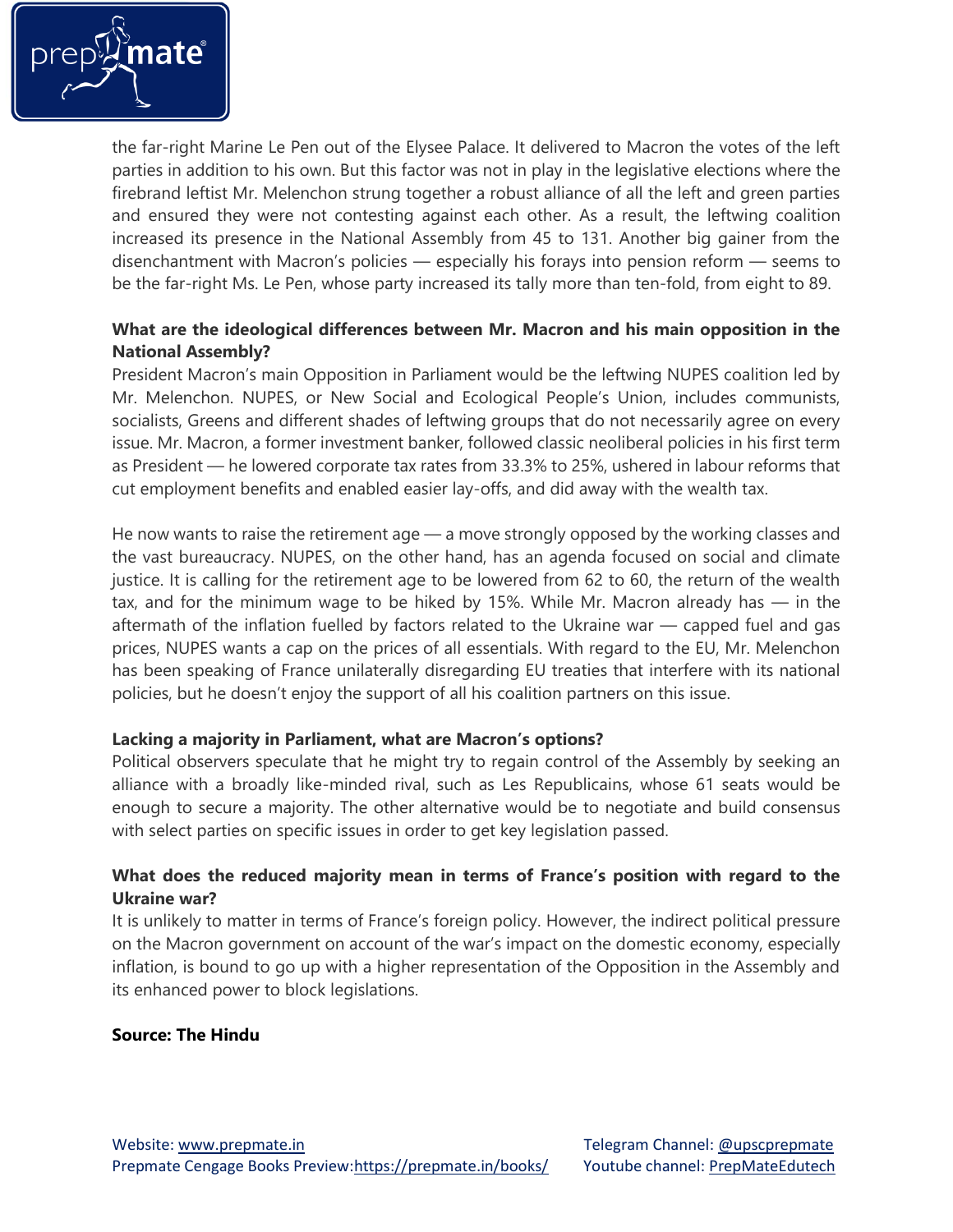the far-right Marine Le Pen out of the Elysee Palace. It delivered to Macron the votes of the left parties in addition to his own. But this factor was not in play in the legislative elections where the firebrand leftist Mr. Melenchon strung together a robust alliance of all the left and green parties and ensured they were not contesting against each other. As a result, the leftwing coalition increased its presence in the National Assembly from 45 to 131. Another big gainer from the disenchantment with Macron's policies — especially his forays into pension reform — seems to be the far-right Ms. Le Pen, whose party increased its tally more than ten-fold, from eight to 89.

**What are the ideological differences between Mr. Macron and his main opposition in the National Assembly?**

President Macron's main Opposition in Parliament would be the leftwing NUPES coalition led by Mr. Melenchon. NUPES, or New Social and Ecological People's Union, includes communists, socialists, Greens and different shades of leftwing groups that do not necessarily agree on every issue. Mr. Macron, a former investment banker, followed classic neoliberal policies in his first term as President — he lowered corporate tax rates from 33.3% to 25%, ushered in labour reforms that cut employment benefits and enabled easier lay-offs, and did away with the wealth tax.

He now wants to raise the retirement age — a move strongly opposed by the working classes and the vast bureaucracy. NUPES, on the other hand, has an agenda focused on social and climate justice. It is calling for the retirement age to be lowered from 62 to 60, the return of the wealth tax, and for the minimum wage to be hiked by 15%. While Mr. Macron already has — in the aftermath of the inflation fuelled by factors related to the Ukraine war — capped fuel and gas prices, NUPES wants a cap on the prices of all essentials. With regard to the EU, Mr. Melenchon has been speaking of France unilaterally disregarding EU treaties that interfere with its national policies, but he doesn't enjoy the support of all his coalition partners on this issue.

**Lacking a majority in Parliament, what are Macron's options?**

Political observers speculate that he might try to regain control of the Assembly by seeking an alliance with a broadly like-minded rival, such as Les Republicains, whose 61 seats would be enough to secure a majority. The other alternative would be to negotiate and build consensus with select parties on specific issues in order to get key legislation passed.

**What does the reduced majority mean in terms of France's position with regard to the Ukraine war?**

It is unlikely to matter in terms of France's foreign policy. However, the indirect political pressure on the Macron government on account of the war's impact on the domestic economy, especially inflation, is bound to go up with a higher representation of the Opposition in the Assembly and its enhanced power to block legislations.

**Source: The Hindu**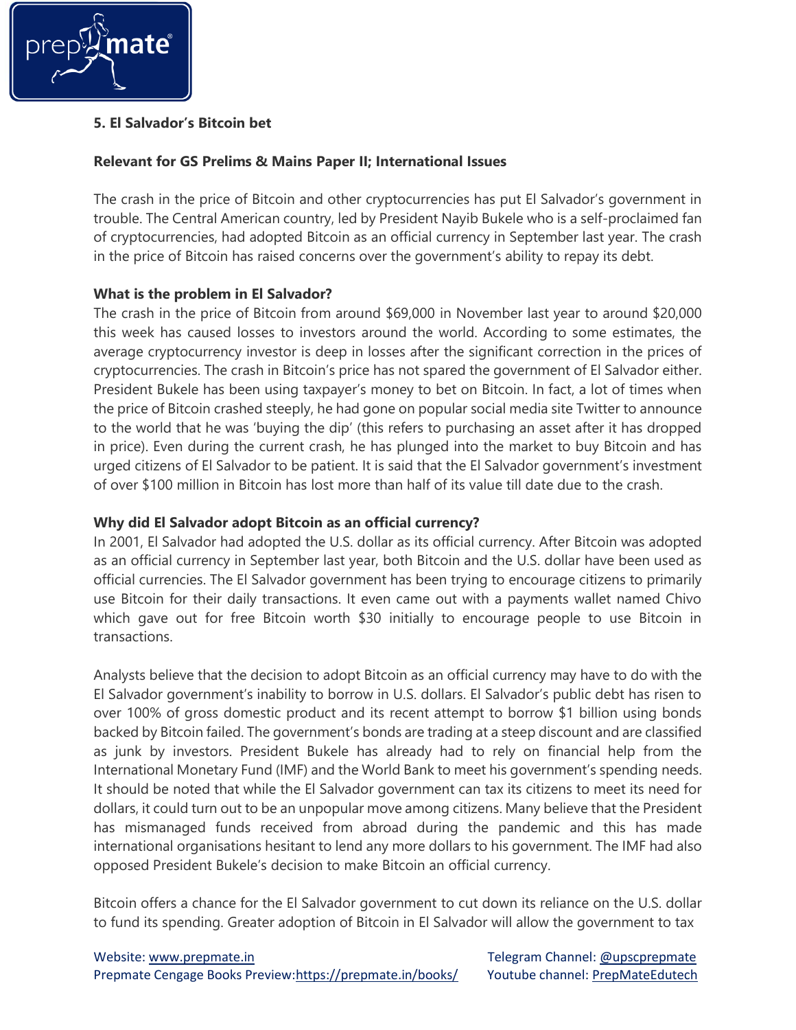**5. El Salvador's Bitcoin bet**

**Relevant for GS Prelims & Mains Paper II; International Issues**

The crash in the price of Bitcoin and other cryptocurrencies has put El Salvador's government in trouble. The Central American country, led by President Nayib Bukele who is a self-proclaimed fan of cryptocurrencies, had adopted Bitcoin as an official currency in September last year. The crash in the price of Bitcoin has raised concerns over the government's ability to repay its debt.

**What is the problem in El Salvador?**

The crash in the price of Bitcoin from around $69,000 in November last year to around $20,000 this week has caused losses to investors around the world. According to some estimates, the average cryptocurrency investor is deep in losses after the significant correction in the prices of cryptocurrencies. The crash in Bitcoin's price has not spared the government of El Salvador either. President Bukele has been using taxpayer's money to bet on Bitcoin. In fact, a lot of times when the price of Bitcoin crashed steeply, he had gone on popular social media site Twitter to announce to the world that he was 'buying the dip' (this refers to purchasing an asset after it has dropped in price). Even during the current crash, he has plunged into the market to buy Bitcoin and has urged citizens of El Salvador to be patient. It is said that the El Salvador government's investment of over $100 million in Bitcoin has lost more than half of its value till date due to the crash.

**Why did El Salvador adopt Bitcoin as an official currency?**

In 2001, El Salvador had adopted the U.S. dollar as its official currency. After Bitcoin was adopted as an official currency in September last year, both Bitcoin and the U.S. dollar have been used as official currencies. The El Salvador government has been trying to encourage citizens to primarily use Bitcoin for their daily transactions. It even came out with a payments wallet named Chivo which gave out for free Bitcoin worth $30 initially to encourage people to use Bitcoin in transactions.

Analysts believe that the decision to adopt Bitcoin as an official currency may have to do with the El Salvador government's inability to borrow in U.S. dollars. El Salvador's public debt has risen to over 100% of gross domestic product and its recent attempt to borrow $1 billion using bonds backed by Bitcoin failed. The government's bonds are trading at a steep discount and are classified as junk by investors. President Bukele has already had to rely on financial help from the International Monetary Fund (IMF) and the World Bank to meet his government's spending needs. It should be noted that while the El Salvador government can tax its citizens to meet its need for dollars, it could turn out to be an unpopular move among citizens. Many believe that the President has mismanaged funds received from abroad during the pandemic and this has made international organisations hesitant to lend any more dollars to his government. The IMF had also opposed President Bukele's decision to make Bitcoin an official currency.

Bitcoin offers a chance for the El Salvador government to cut down its reliance on the U.S. dollar to fund its spending. Greater adoption of Bitcoin in El Salvador will allow the government to tax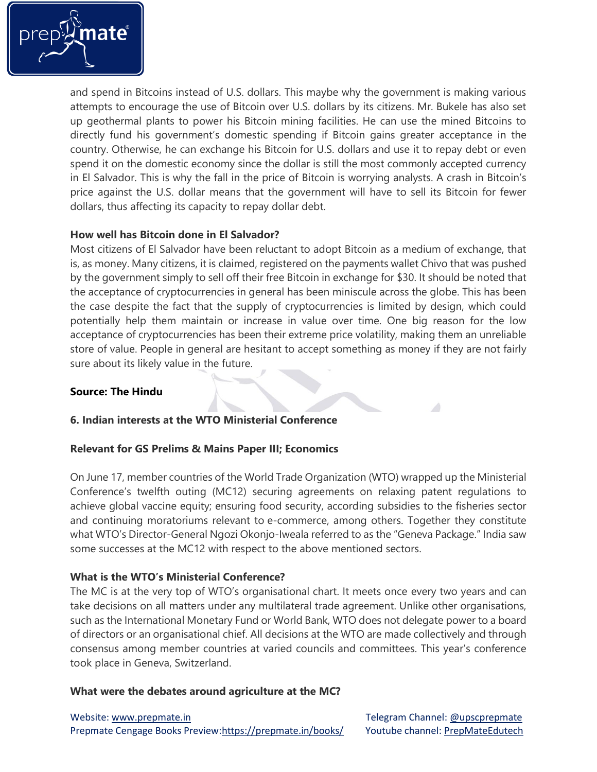and spend in Bitcoins instead of U.S. dollars. This maybe why the government is making various attempts to encourage the use of Bitcoin over U.S. dollars by its citizens. Mr. Bukele has also set up geothermal plants to power his Bitcoin mining facilities. He can use the mined Bitcoins to directly fund his government's domestic spending if Bitcoin gains greater acceptance in the country. Otherwise, he can exchange his Bitcoin for U.S. dollars and use it to repay debt or even spend it on the domestic economy since the dollar is still the most commonly accepted currency in El Salvador. This is why the fall in the price of Bitcoin is worrying analysts. A crash in Bitcoin's price against the U.S. dollar means that the government will have to sell its Bitcoin for fewer dollars, thus affecting its capacity to repay dollar debt.

**How well has Bitcoin done in El Salvador?**

Most citizens of El Salvador have been reluctant to adopt Bitcoin as a medium of exchange, that is, as money. Many citizens, it is claimed, registered on the payments wallet Chivo that was pushed by the government simply to sell off their free Bitcoin in exchange for $30. It should be noted that the acceptance of cryptocurrencies in general has been miniscule across the globe. This has been the case despite the fact that the supply of cryptocurrencies is limited by design, which could potentially help them maintain or increase in value over time. One big reason for the low acceptance of cryptocurrencies has been their extreme price volatility, making them an unreliable store of value. People in general are hesitant to accept something as money if they are not fairly sure about its likely value in the future.

**Source: The Hindu**

**6. Indian interests at the WTO Ministerial Conference**

**Relevant for GS Prelims & Mains Paper III; Economics**

On June 17, member countries of the World Trade Organization (WTO) wrapped up the Ministerial Conference's twelfth outing (MC12) securing agreements on relaxing patent regulations to achieve global vaccine equity; ensuring food security, according subsidies to the fisheries sector and continuing moratoriums relevant to e-commerce, among others. Together they constitute what WTO's Director-General Ngozi Okonjo-Iweala referred to as the "Geneva Package." India saw some successes at the MC12 with respect to the above mentioned sectors.

**What is the WTO's Ministerial Conference?**

The MC is at the very top of WTO's organisational chart. It meets once every two years and can take decisions on all matters under any multilateral trade agreement. Unlike other organisations, such as the International Monetary Fund or World Bank, WTO does not delegate power to a board of directors or an organisational chief. All decisions at the WTO are made collectively and through consensus among member countries at varied councils and committees. This year's conference took place in Geneva, Switzerland.

**What were the debates around agriculture at the MC?**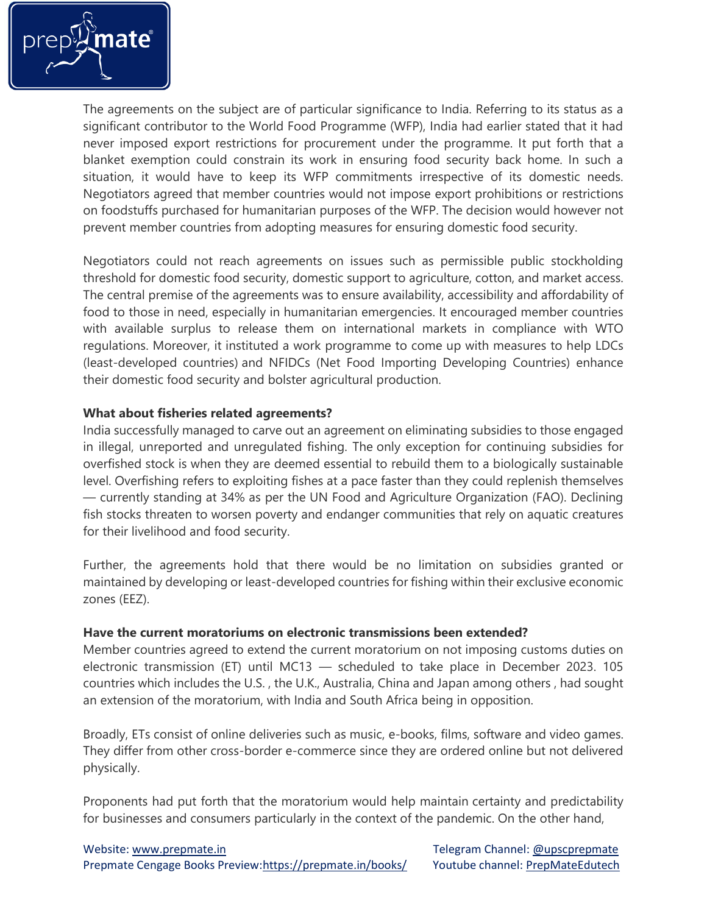The agreements on the subject are of particular significance to India. Referring to its status as a significant contributor to the World Food Programme (WFP), India had earlier stated that it had never imposed export restrictions for procurement under the programme. It put forth that a blanket exemption could constrain its work in ensuring food security back home. In such a situation, it would have to keep its WFP commitments irrespective of its domestic needs. Negotiators agreed that member countries would not impose export prohibitions or restrictions on foodstuffs purchased for humanitarian purposes of the WFP. The decision would however not prevent member countries from adopting measures for ensuring domestic food security.

Negotiators could not reach agreements on issues such as permissible public stockholding threshold for domestic food security, domestic support to agriculture, cotton, and market access. The central premise of the agreements was to ensure availability, accessibility and affordability of food to those in need, especially in humanitarian emergencies. It encouraged member countries with available surplus to release them on international markets in compliance with WTO regulations. Moreover, it instituted a work programme to come up with measures to help LDCs (least-developed countries) and NFIDCs (Net Food Importing Developing Countries) enhance their domestic food security and bolster agricultural production.

**What about fisheries related agreements?**

India successfully managed to carve out an agreement on eliminating subsidies to those engaged in illegal, unreported and unregulated fishing. The only exception for continuing subsidies for overfished stock is when they are deemed essential to rebuild them to a biologically sustainable level. Overfishing refers to exploiting fishes at a pace faster than they could replenish themselves — currently standing at 34% as per the UN Food and Agriculture Organization (FAO). Declining fish stocks threaten to worsen poverty and endanger communities that rely on aquatic creatures for their livelihood and food security.

Further, the agreements hold that there would be no limitation on subsidies granted or maintained by developing or least-developed countries for fishing within their exclusive economic zones (EEZ).

**Have the current moratoriums on electronic transmissions been extended?**

Member countries agreed to extend the current moratorium on not imposing customs duties on electronic transmission (ET) until MC13 — scheduled to take place in December 2023. 105 countries which includes the U.S. , the U.K., Australia, China and Japan among others , had sought an extension of the moratorium, with India and South Africa being in opposition.

Broadly, ETs consist of online deliveries such as music, e-books, films, software and video games. They differ from other cross-border e-commerce since they are ordered online but not delivered physically.

Proponents had put forth that the moratorium would help maintain certainty and predictability for businesses and consumers particularly in the context of the pandemic. On the other hand,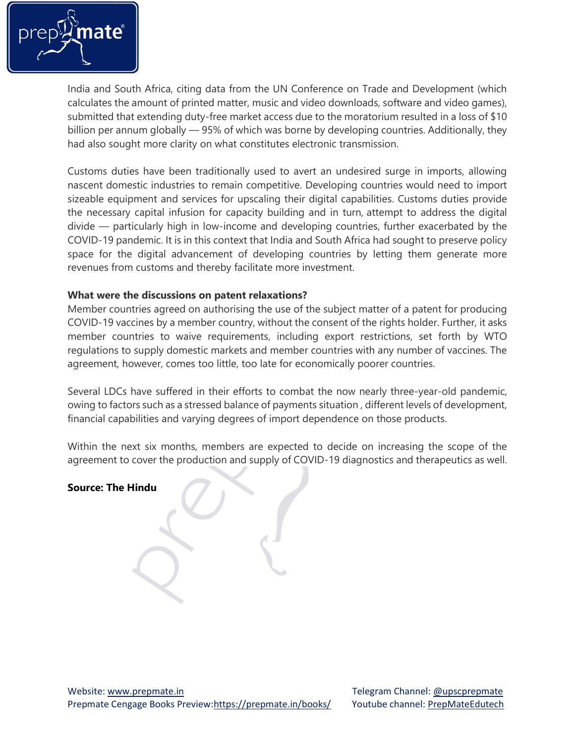India and South Africa, citing data from the UN Conference on Trade and Development (which calculates the amount of printed matter, music and video downloads, software and video games), submitted that extending duty-free market access due to the moratorium resulted in a loss of $10 billion per annum globally — 95% of which was borne by developing countries. Additionally, they had also sought more clarity on what constitutes electronic transmission.

Customs duties have been traditionally used to avert an undesired surge in imports, allowing nascent domestic industries to remain competitive. Developing countries would need to import sizeable equipment and services for upscaling their digital capabilities. Customs duties provide the necessary capital infusion for capacity building and in turn, attempt to address the digital divide — particularly high in low-income and developing countries, further exacerbated by the COVID-19 pandemic. It is in this context that India and South Africa had sought to preserve policy space for the digital advancement of developing countries by letting them generate more revenues from customs and thereby facilitate more investment.

**What were the discussions on patent relaxations?**

Member countries agreed on authorising the use of the subject matter of a patent for producing COVID-19 vaccines by a member country, without the consent of the rights holder. Further, it asks member countries to waive requirements, including export restrictions, set forth by WTO regulations to supply domestic markets and member countries with any number of vaccines. The agreement, however, comes too little, too late for economically poorer countries.

Several LDCs have suffered in their efforts to combat the now nearly three-year-old pandemic, owing to factors such as a stressed balance of payments situation , different levels of development, financial capabilities and varying degrees of import dependence on those products.

Within the next six months, members are expected to decide on increasing the scope of the agreement to cover the production and supply of COVID-19 diagnostics and therapeutics as well.

**Source: The Hindu**